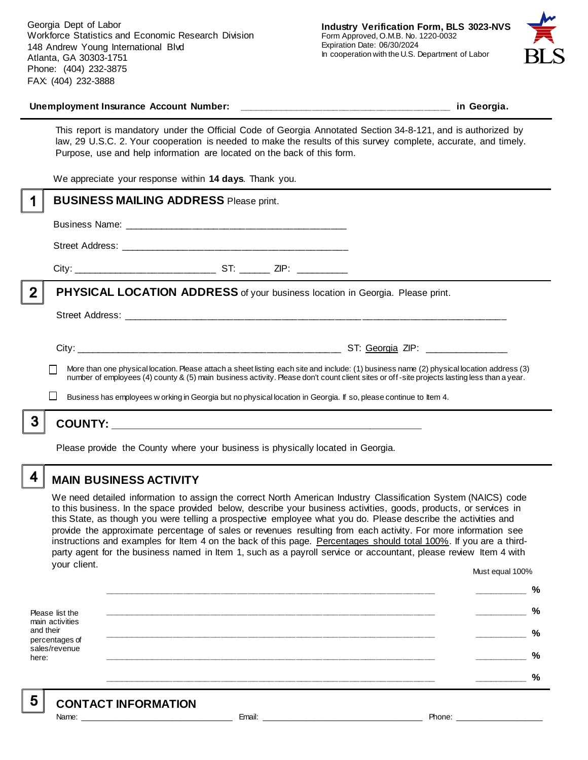Georgia Dept of Labor
Workforce Statistics and Economic Research Division
148 Andrew Young International Blvd
Atlanta, GA 30303-1751
Phone: (404) 232-3875
FAX: (404) 232-3888

**Industry Verification Form, BLS 3023-NVS**
Form Approved, O.M.B. No. 1220-0032
Expiration Date: 06/30/2024
In cooperation with the U.S. Department of Labor

**Unemployment Insurance Account Number:** ______________________________________ **in Georgia.**

This report is mandatory under the Official Code of Georgia Annotated Section 34-8-121, and is authorized by law, 29 U.S.C. 2. Your cooperation is needed to make the results of this survey complete, accurate, and timely. Purpose, use and help information are located on the back of this form.

We appreciate your response within **14 days**. Thank you.

## 1 BUSINESS MAILING ADDRESS Please print.

Business Name: ________________________________________

Street Address: ________________________________________

City: _________________________ ST: ______ ZIP: _________

## 2 PHYSICAL LOCATION ADDRESS of your business location in Georgia. Please print.

Street Address: ____________________________________________________________________

City: ______________________________________________ ST: Georgia ZIP: ______________

☐ More than one physical location. Please attach a sheet listing each site and include: (1) business name (2) physical location address (3) number of employees (4) county & (5) main business activity. Please don't count client sites or off-site projects lasting less than a year.

☐ Business has employees working in Georgia but no physical location in Georgia. If so, please continue to Item 4.

## 3 COUNTY: ___________________________________________________

Please provide the County where your business is physically located in Georgia.

## 4 MAIN BUSINESS ACTIVITY

We need detailed information to assign the correct North American Industry Classification System (NAICS) code to this business. In the space provided below, describe your business activities, goods, products, or services in this State, as though you were telling a prospective employee what you do. Please describe the activities and provide the approximate percentage of sales or revenues resulting from each activity. For more information see instructions and examples for Item 4 on the back of this page. Percentages should total 100%. If you are a third-party agent for the business named in Item 1, such as a payroll service or accountant, please review Item 4 with your client.

Must equal 100%

Please list the main activities and their percentages of sales/revenue here:

____________________________________________________________ __________ %

____________________________________________________________ __________ %

____________________________________________________________ __________ %

____________________________________________________________ __________ %

____________________________________________________________ __________ %

## 5 CONTACT INFORMATION

Name: ______________________________ Email: ________________________________ Phone: __________________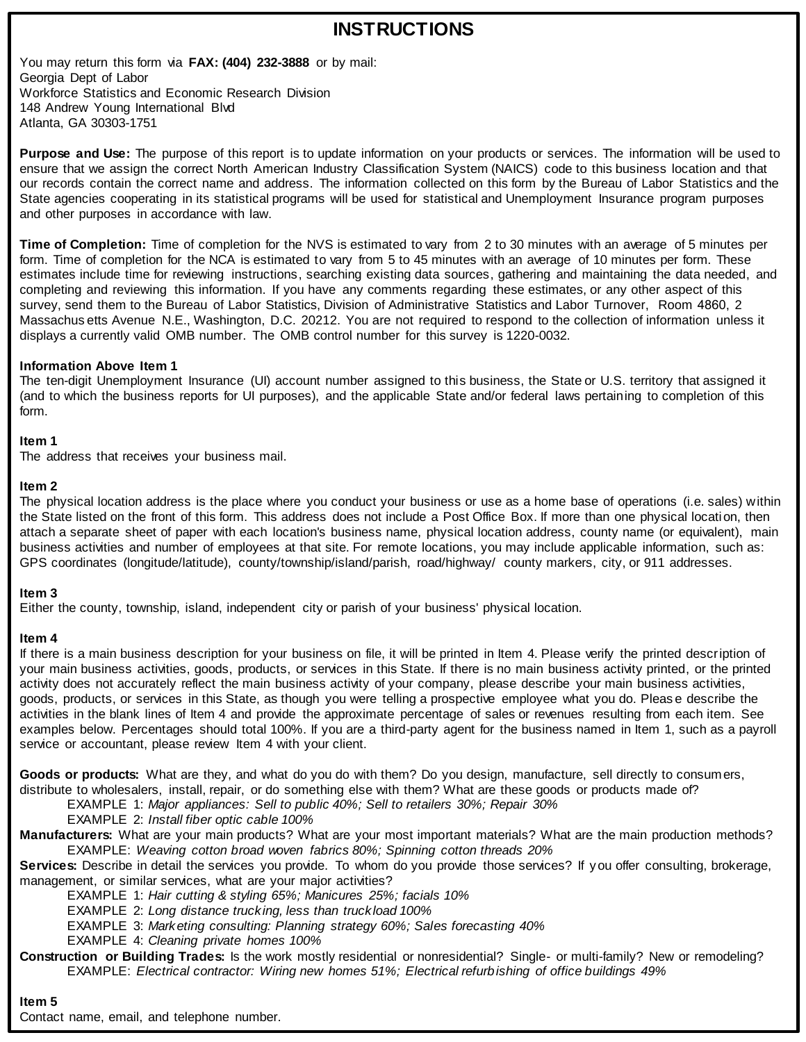# INSTRUCTIONS

You may return this form via **FAX: (404) 232-3888** or by mail:
Georgia Dept of Labor
Workforce Statistics and Economic Research Division
148 Andrew Young International Blvd
Atlanta, GA 30303-1751

**Purpose and Use:** The purpose of this report is to update information on your products or services. The information will be used to ensure that we assign the correct North American Industry Classification System (NAICS) code to this business location and that our records contain the correct name and address. The information collected on this form by the Bureau of Labor Statistics and the State agencies cooperating in its statistical programs will be used for statistical and Unemployment Insurance program purposes and other purposes in accordance with law.

**Time of Completion:** Time of completion for the NVS is estimated to vary from 2 to 30 minutes with an average of 5 minutes per form. Time of completion for the NCA is estimated to vary from 5 to 45 minutes with an average of 10 minutes per form. These estimates include time for reviewing instructions, searching existing data sources, gathering and maintaining the data needed, and completing and reviewing this information. If you have any comments regarding these estimates, or any other aspect of this survey, send them to the Bureau of Labor Statistics, Division of Administrative Statistics and Labor Turnover, Room 4860, 2 Massachusetts Avenue N.E., Washington, D.C. 20212. You are not required to respond to the collection of information unless it displays a currently valid OMB number. The OMB control number for this survey is 1220-0032.

**Information Above Item 1**
The ten-digit Unemployment Insurance (UI) account number assigned to this business, the State or U.S. territory that assigned it (and to which the business reports for UI purposes), and the applicable State and/or federal laws pertaining to completion of this form.

**Item 1**
The address that receives your business mail.

**Item 2**
The physical location address is the place where you conduct your business or use as a home base of operations (i.e. sales) within the State listed on the front of this form. This address does not include a Post Office Box. If more than one physical location, then attach a separate sheet of paper with each location's business name, physical location address, county name (or equivalent), main business activities and number of employees at that site. For remote locations, you may include applicable information, such as: GPS coordinates (longitude/latitude), county/township/island/parish, road/highway/ county markers, city, or 911 addresses.

**Item 3**
Either the county, township, island, independent city or parish of your business' physical location.

**Item 4**
If there is a main business description for your business on file, it will be printed in Item 4. Please verify the printed description of your main business activities, goods, products, or services in this State. If there is no main business activity printed, or the printed activity does not accurately reflect the main business activity of your company, please describe your main business activities, goods, products, or services in this State, as though you were telling a prospective employee what you do. Please describe the activities in the blank lines of Item 4 and provide the approximate percentage of sales or revenues resulting from each item. See examples below. Percentages should total 100%. If you are a third-party agent for the business named in Item 1, such as a payroll service or accountant, please review Item 4 with your client.

**Goods or products:** What are they, and what do you do with them? Do you design, manufacture, sell directly to consumers, distribute to wholesalers, install, repair, or do something else with them? What are these goods or products made of?
EXAMPLE 1: *Major appliances: Sell to public 40%; Sell to retailers 30%; Repair 30%*
EXAMPLE 2: *Install fiber optic cable 100%*

**Manufacturers:** What are your main products? What are your most important materials? What are the main production methods?
EXAMPLE: *Weaving cotton broad woven fabrics 80%; Spinning cotton threads 20%*

**Services:** Describe in detail the services you provide. To whom do you provide those services? If you offer consulting, brokerage, management, or similar services, what are your major activities?
EXAMPLE 1: *Hair cutting & styling 65%; Manicures 25%; facials 10%*
EXAMPLE 2: *Long distance trucking, less than truckload 100%*
EXAMPLE 3: *Marketing consulting: Planning strategy 60%; Sales forecasting 40%*
EXAMPLE 4: *Cleaning private homes 100%*

**Construction or Building Trades:** Is the work mostly residential or nonresidential? Single- or multi-family? New or remodeling?
EXAMPLE: *Electrical contractor: Wiring new homes 51%; Electrical refurbishing of office buildings 49%*

**Item 5**
Contact name, email, and telephone number.